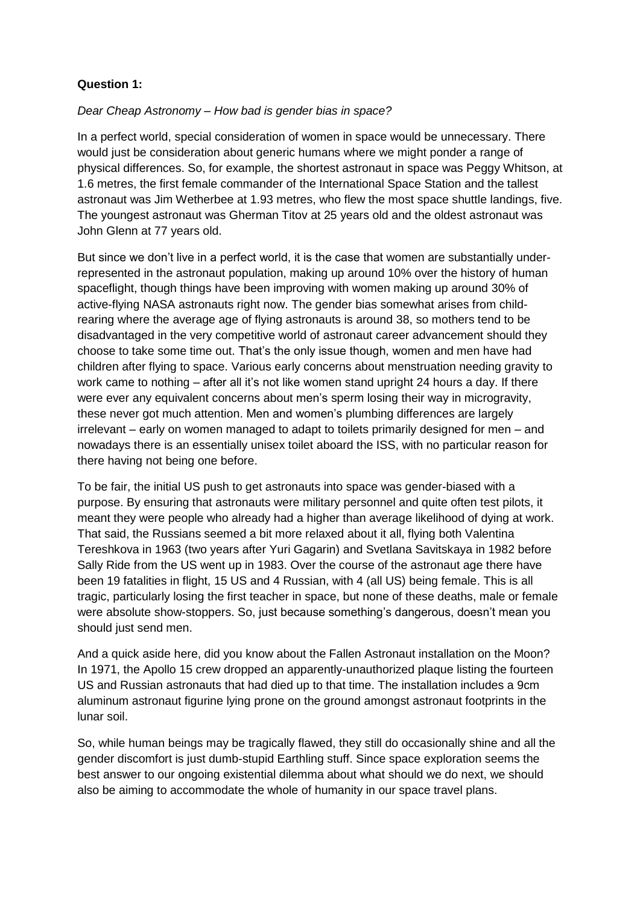**Question 1:**

*Dear Cheap Astronomy – How bad is gender bias in space?*

In a perfect world, special consideration of women in space would be unnecessary. There would just be consideration about generic humans where we might ponder a range of physical differences. So, for example, the shortest astronaut in space was Peggy Whitson, at 1.6 metres, the first female commander of the International Space Station and the tallest astronaut was Jim Wetherbee at 1.93 metres, who flew the most space shuttle landings, five. The youngest astronaut was Gherman Titov at 25 years old and the oldest astronaut was John Glenn at 77 years old.

But since we don't live in a perfect world, it is the case that women are substantially under-represented in the astronaut population, making up around 10% over the history of human spaceflight, though things have been improving with women making up around 30% of active-flying NASA astronauts right now. The gender bias somewhat arises from child-rearing where the average age of flying astronauts is around 38, so mothers tend to be disadvantaged in the very competitive world of astronaut career advancement should they choose to take some time out. That's the only issue though, women and men have had children after flying to space. Various early concerns about menstruation needing gravity to work came to nothing – after all it's not like women stand upright 24 hours a day. If there were ever any equivalent concerns about men's sperm losing their way in microgravity, these never got much attention. Men and women's plumbing differences are largely irrelevant – early on women managed to adapt to toilets primarily designed for men – and nowadays there is an essentially unisex toilet aboard the ISS, with no particular reason for there having not being one before.

To be fair, the initial US push to get astronauts into space was gender-biased with a purpose. By ensuring that astronauts were military personnel and quite often test pilots, it meant they were people who already had a higher than average likelihood of dying at work. That said, the Russians seemed a bit more relaxed about it all, flying both Valentina Tereshkova in 1963 (two years after Yuri Gagarin) and Svetlana Savitskaya in 1982 before Sally Ride from the US went up in 1983. Over the course of the astronaut age there have been 19 fatalities in flight, 15 US and 4 Russian, with 4 (all US) being female. This is all tragic, particularly losing the first teacher in space, but none of these deaths, male or female were absolute show-stoppers. So, just because something's dangerous, doesn't mean you should just send men.

And a quick aside here, did you know about the Fallen Astronaut installation on the Moon? In 1971, the Apollo 15 crew dropped an apparently-unauthorized plaque listing the fourteen US and Russian astronauts that had died up to that time. The installation includes a 9cm aluminum astronaut figurine lying prone on the ground amongst astronaut footprints in the lunar soil.

So, while human beings may be tragically flawed, they still do occasionally shine and all the gender discomfort is just dumb-stupid Earthling stuff. Since space exploration seems the best answer to our ongoing existential dilemma about what should we do next, we should also be aiming to accommodate the whole of humanity in our space travel plans.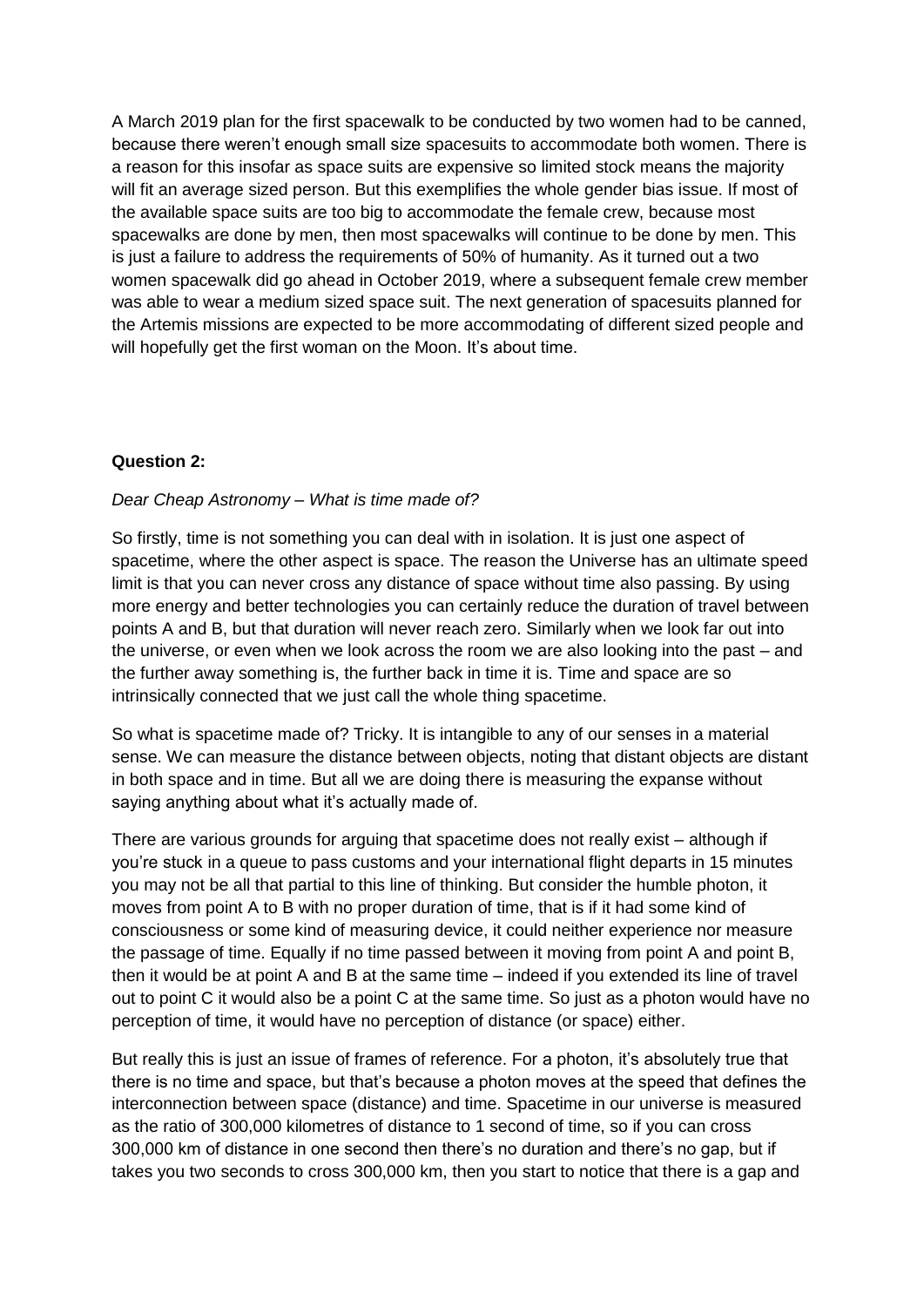A March 2019 plan for the first spacewalk to be conducted by two women had to be canned, because there weren't enough small size spacesuits to accommodate both women. There is a reason for this insofar as space suits are expensive so limited stock means the majority will fit an average sized person. But this exemplifies the whole gender bias issue. If most of the available space suits are too big to accommodate the female crew, because most spacewalks are done by men, then most spacewalks will continue to be done by men. This is just a failure to address the requirements of 50% of humanity. As it turned out a two women spacewalk did go ahead in October 2019, where a subsequent female crew member was able to wear a medium sized space suit. The next generation of spacesuits planned for the Artemis missions are expected to be more accommodating of different sized people and will hopefully get the first woman on the Moon. It's about time.

**Question 2:**

*Dear Cheap Astronomy – What is time made of?*

So firstly, time is not something you can deal with in isolation. It is just one aspect of spacetime, where the other aspect is space. The reason the Universe has an ultimate speed limit is that you can never cross any distance of space without time also passing. By using more energy and better technologies you can certainly reduce the duration of travel between points A and B, but that duration will never reach zero. Similarly when we look far out into the universe, or even when we look across the room we are also looking into the past – and the further away something is, the further back in time it is. Time and space are so intrinsically connected that we just call the whole thing spacetime.

So what is spacetime made of? Tricky. It is intangible to any of our senses in a material sense. We can measure the distance between objects, noting that distant objects are distant in both space and in time. But all we are doing there is measuring the expanse without saying anything about what it's actually made of.

There are various grounds for arguing that spacetime does not really exist – although if you're stuck in a queue to pass customs and your international flight departs in 15 minutes you may not be all that partial to this line of thinking. But consider the humble photon, it moves from point A to B with no proper duration of time, that is if it had some kind of consciousness or some kind of measuring device, it could neither experience nor measure the passage of time. Equally if no time passed between it moving from point A and point B, then it would be at point A and B at the same time – indeed if you extended its line of travel out to point C it would also be a point C at the same time. So just as a photon would have no perception of time, it would have no perception of distance (or space) either.

But really this is just an issue of frames of reference. For a photon, it's absolutely true that there is no time and space, but that's because a photon moves at the speed that defines the interconnection between space (distance) and time. Spacetime in our universe is measured as the ratio of 300,000 kilometres of distance to 1 second of time, so if you can cross 300,000 km of distance in one second then there's no duration and there's no gap, but if takes you two seconds to cross 300,000 km, then you start to notice that there is a gap and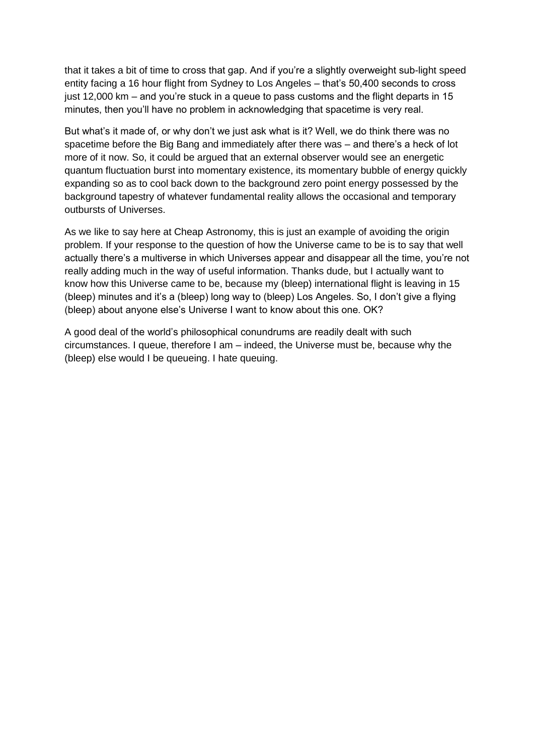that it takes a bit of time to cross that gap. And if you're a slightly overweight sub-light speed entity facing a 16 hour flight from Sydney to Los Angeles – that's 50,400 seconds to cross just 12,000 km – and you're stuck in a queue to pass customs and the flight departs in 15 minutes, then you'll have no problem in acknowledging that spacetime is very real.

But what's it made of, or why don't we just ask what is it? Well, we do think there was no spacetime before the Big Bang and immediately after there was – and there's a heck of lot more of it now. So, it could be argued that an external observer would see an energetic quantum fluctuation burst into momentary existence, its momentary bubble of energy quickly expanding so as to cool back down to the background zero point energy possessed by the background tapestry of whatever fundamental reality allows the occasional and temporary outbursts of Universes.

As we like to say here at Cheap Astronomy, this is just an example of avoiding the origin problem. If your response to the question of how the Universe came to be is to say that well actually there's a multiverse in which Universes appear and disappear all the time, you're not really adding much in the way of useful information. Thanks dude, but I actually want to know how this Universe came to be, because my (bleep) international flight is leaving in 15 (bleep) minutes and it's a (bleep) long way to (bleep) Los Angeles. So, I don't give a flying (bleep) about anyone else's Universe I want to know about this one. OK?

A good deal of the world's philosophical conundrums are readily dealt with such circumstances. I queue, therefore I am – indeed, the Universe must be, because why the (bleep) else would I be queueing. I hate queuing.